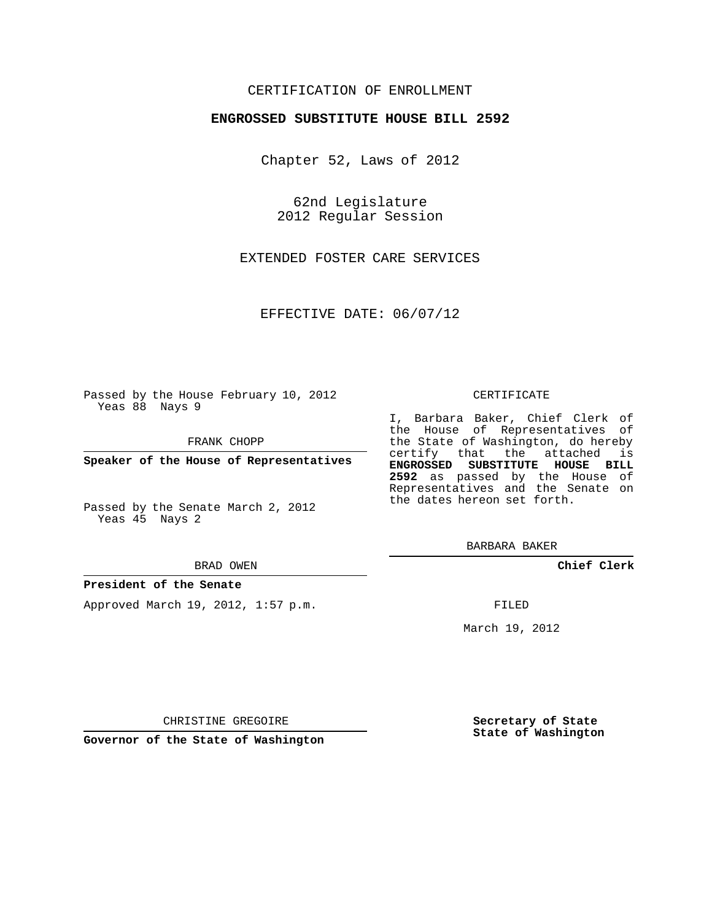CERTIFICATION OF ENROLLMENT

**ENGROSSED SUBSTITUTE HOUSE BILL 2592**

Chapter 52, Laws of 2012

62nd Legislature
2012 Regular Session

EXTENDED FOSTER CARE SERVICES

EFFECTIVE DATE: 06/07/12

Passed by the House February 10, 2012
Yeas 88 Nays 9

FRANK CHOPP

**Speaker of the House of Representatives**

Passed by the Senate March 2, 2012
Yeas 45 Nays 2

BRAD OWEN

**President of the Senate**

Approved March 19, 2012, 1:57 p.m.

CHRISTINE GREGOIRE

**Governor of the State of Washington**

CERTIFICATE

I, Barbara Baker, Chief Clerk of the House of Representatives of the State of Washington, do hereby certify that the attached is **ENGROSSED SUBSTITUTE HOUSE BILL 2592** as passed by the House of Representatives and the Senate on the dates hereon set forth.

BARBARA BAKER

**Chief Clerk**

FILED

March 19, 2012

**Secretary of State**
**State of Washington**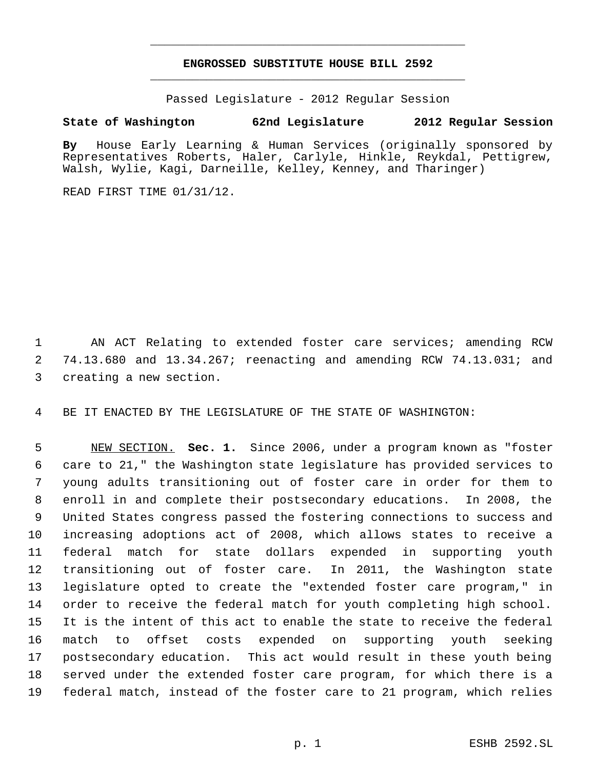# ENGROSSED SUBSTITUTE HOUSE BILL 2592

Passed Legislature - 2012 Regular Session

**State of Washington 62nd Legislature 2012 Regular Session**

**By** House Early Learning & Human Services (originally sponsored by Representatives Roberts, Haler, Carlyle, Hinkle, Reykdal, Pettigrew, Walsh, Wylie, Kagi, Darneille, Kelley, Kenney, and Tharinger)

READ FIRST TIME 01/31/12.

AN ACT Relating to extended foster care services; amending RCW 74.13.680 and 13.34.267; reenacting and amending RCW 74.13.031; and creating a new section.

BE IT ENACTED BY THE LEGISLATURE OF THE STATE OF WASHINGTON:

NEW SECTION. **Sec. 1.** Since 2006, under a program known as "foster care to 21," the Washington state legislature has provided services to young adults transitioning out of foster care in order for them to enroll in and complete their postsecondary educations. In 2008, the United States congress passed the fostering connections to success and increasing adoptions act of 2008, which allows states to receive a federal match for state dollars expended in supporting youth transitioning out of foster care. In 2011, the Washington state legislature opted to create the "extended foster care program," in order to receive the federal match for youth completing high school. It is the intent of this act to enable the state to receive the federal match to offset costs expended on supporting youth seeking postsecondary education. This act would result in these youth being served under the extended foster care program, for which there is a federal match, instead of the foster care to 21 program, which relies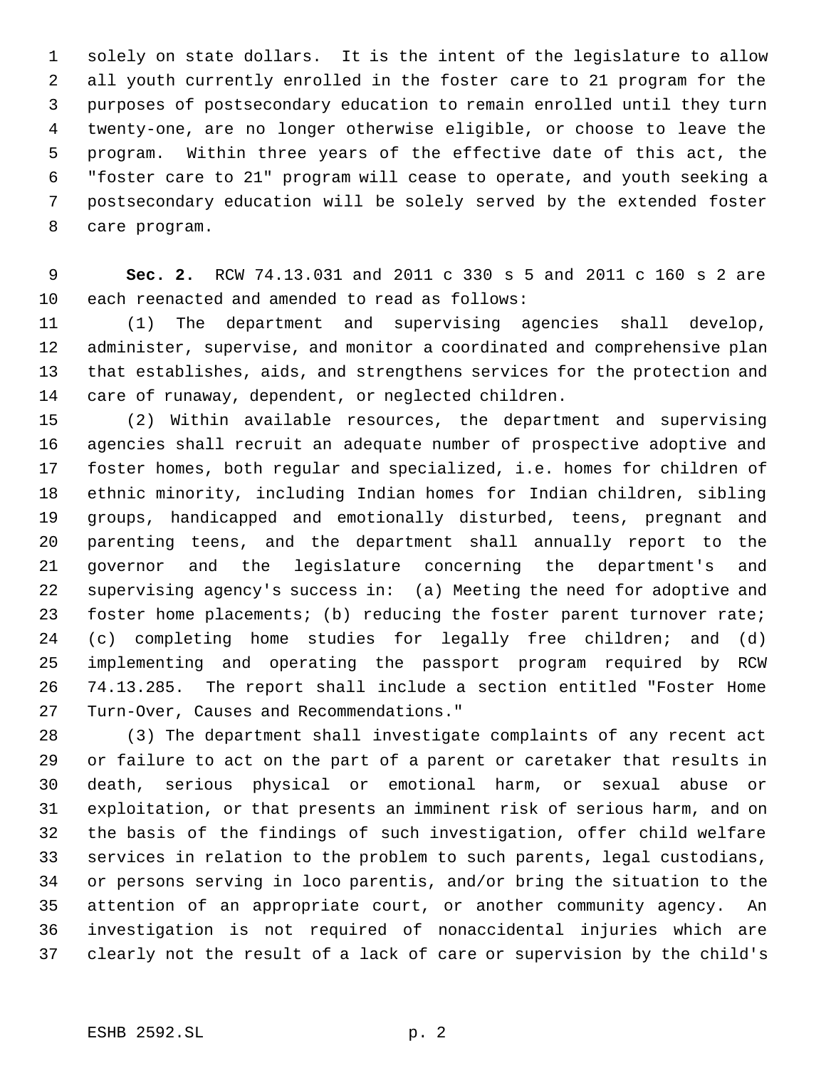solely on state dollars. It is the intent of the legislature to allow all youth currently enrolled in the foster care to 21 program for the purposes of postsecondary education to remain enrolled until they turn twenty-one, are no longer otherwise eligible, or choose to leave the program. Within three years of the effective date of this act, the "foster care to 21" program will cease to operate, and youth seeking a postsecondary education will be solely served by the extended foster care program.

**Sec. 2.** RCW 74.13.031 and 2011 c 330 s 5 and 2011 c 160 s 2 are each reenacted and amended to read as follows:

(1) The department and supervising agencies shall develop, administer, supervise, and monitor a coordinated and comprehensive plan that establishes, aids, and strengthens services for the protection and care of runaway, dependent, or neglected children.

(2) Within available resources, the department and supervising agencies shall recruit an adequate number of prospective adoptive and foster homes, both regular and specialized, i.e. homes for children of ethnic minority, including Indian homes for Indian children, sibling groups, handicapped and emotionally disturbed, teens, pregnant and parenting teens, and the department shall annually report to the governor and the legislature concerning the department's and supervising agency's success in: (a) Meeting the need for adoptive and foster home placements; (b) reducing the foster parent turnover rate; (c) completing home studies for legally free children; and (d) implementing and operating the passport program required by RCW 74.13.285. The report shall include a section entitled "Foster Home Turn-Over, Causes and Recommendations."

(3) The department shall investigate complaints of any recent act or failure to act on the part of a parent or caretaker that results in death, serious physical or emotional harm, or sexual abuse or exploitation, or that presents an imminent risk of serious harm, and on the basis of the findings of such investigation, offer child welfare services in relation to the problem to such parents, legal custodians, or persons serving in loco parentis, and/or bring the situation to the attention of an appropriate court, or another community agency. An investigation is not required of nonaccidental injuries which are clearly not the result of a lack of care or supervision by the child's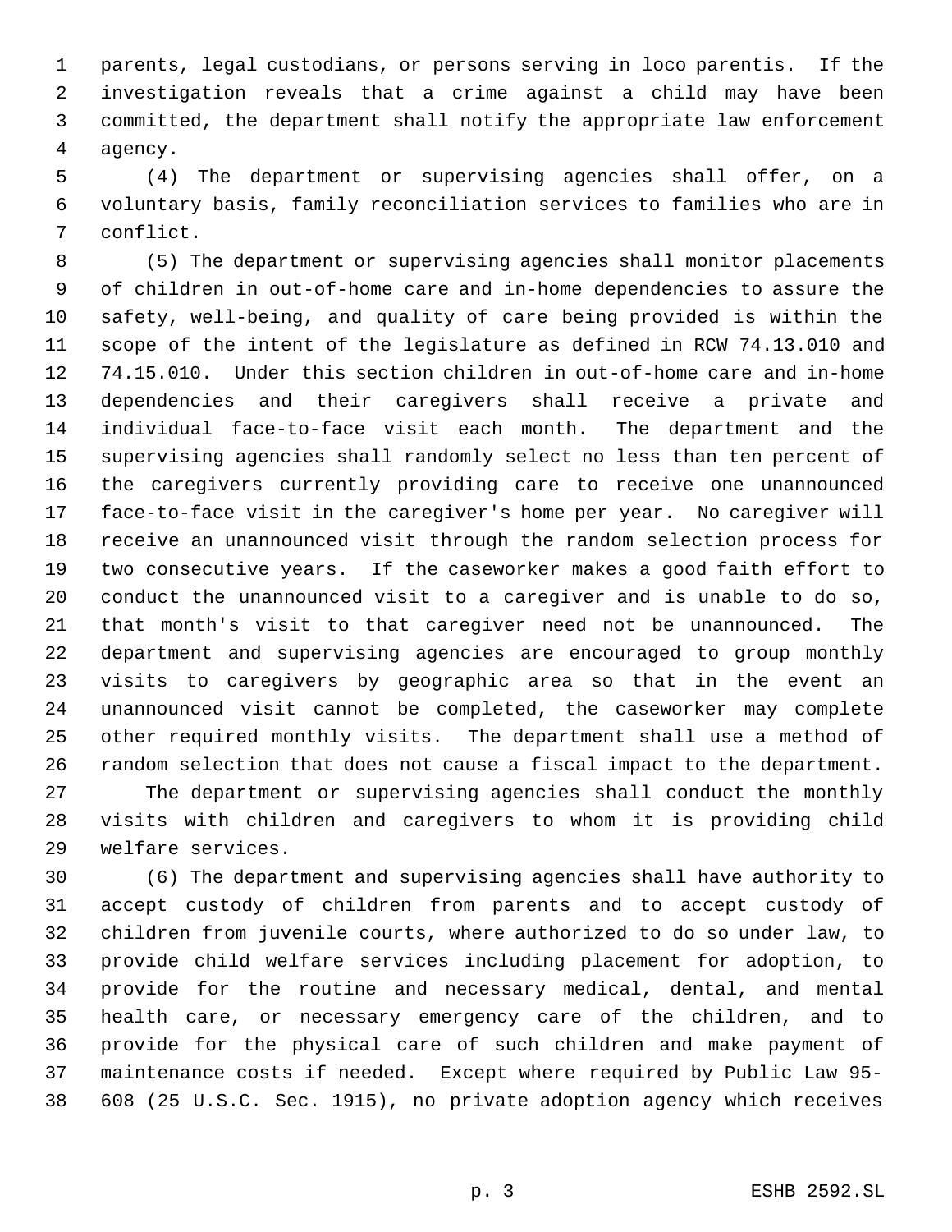parents, legal custodians, or persons serving in loco parentis. If the investigation reveals that a crime against a child may have been committed, the department shall notify the appropriate law enforcement agency.

(4) The department or supervising agencies shall offer, on a voluntary basis, family reconciliation services to families who are in conflict.

(5) The department or supervising agencies shall monitor placements of children in out-of-home care and in-home dependencies to assure the safety, well-being, and quality of care being provided is within the scope of the intent of the legislature as defined in RCW 74.13.010 and 74.15.010. Under this section children in out-of-home care and in-home dependencies and their caregivers shall receive a private and individual face-to-face visit each month. The department and the supervising agencies shall randomly select no less than ten percent of the caregivers currently providing care to receive one unannounced face-to-face visit in the caregiver's home per year. No caregiver will receive an unannounced visit through the random selection process for two consecutive years. If the caseworker makes a good faith effort to conduct the unannounced visit to a caregiver and is unable to do so, that month's visit to that caregiver need not be unannounced. The department and supervising agencies are encouraged to group monthly visits to caregivers by geographic area so that in the event an unannounced visit cannot be completed, the caseworker may complete other required monthly visits. The department shall use a method of random selection that does not cause a fiscal impact to the department.

The department or supervising agencies shall conduct the monthly visits with children and caregivers to whom it is providing child welfare services.

(6) The department and supervising agencies shall have authority to accept custody of children from parents and to accept custody of children from juvenile courts, where authorized to do so under law, to provide child welfare services including placement for adoption, to provide for the routine and necessary medical, dental, and mental health care, or necessary emergency care of the children, and to provide for the physical care of such children and make payment of maintenance costs if needed. Except where required by Public Law 95-608 (25 U.S.C. Sec. 1915), no private adoption agency which receives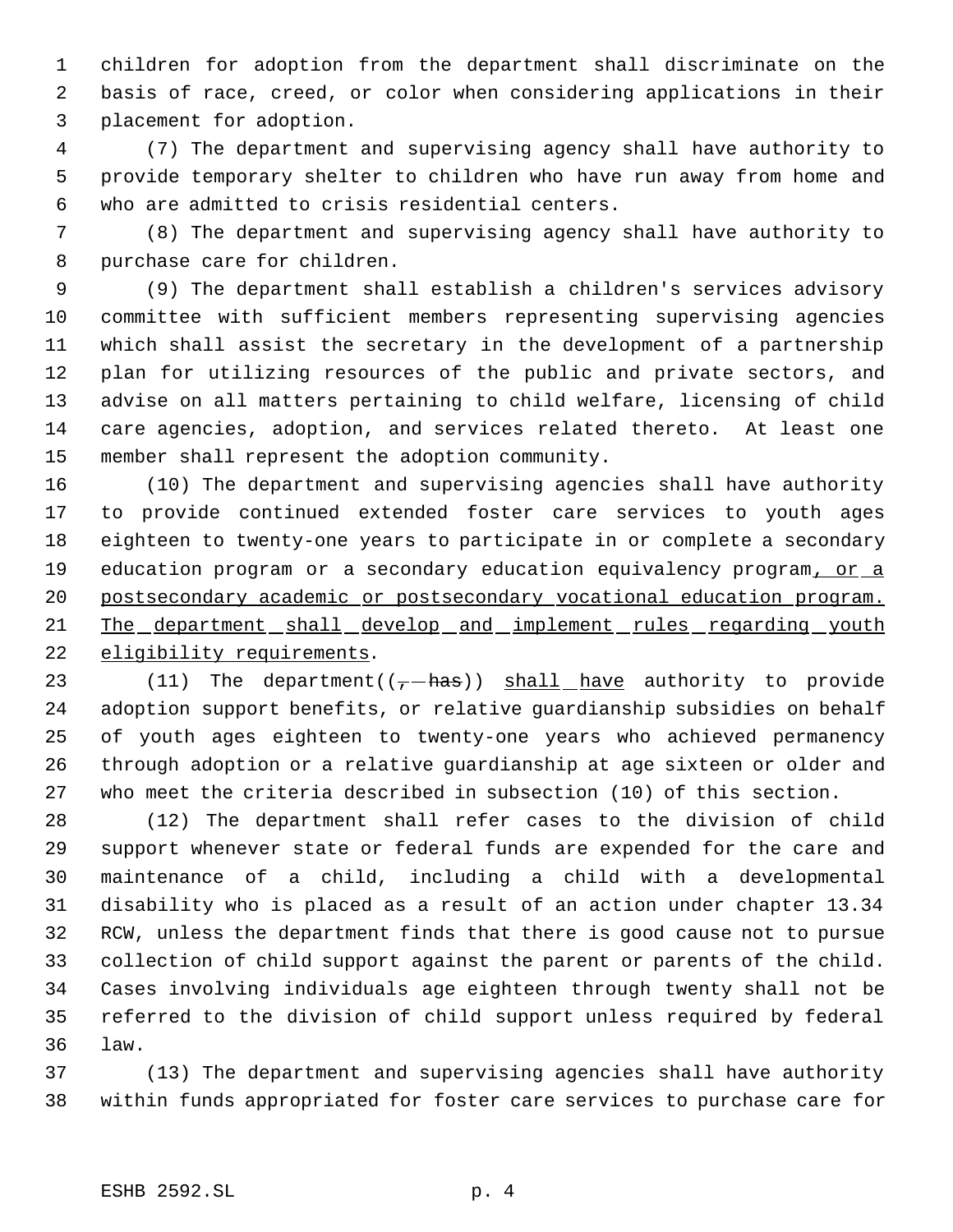children for adoption from the department shall discriminate on the basis of race, creed, or color when considering applications in their placement for adoption.

(7) The department and supervising agency shall have authority to provide temporary shelter to children who have run away from home and who are admitted to crisis residential centers.

(8) The department and supervising agency shall have authority to purchase care for children.

(9) The department shall establish a children's services advisory committee with sufficient members representing supervising agencies which shall assist the secretary in the development of a partnership plan for utilizing resources of the public and private sectors, and advise on all matters pertaining to child welfare, licensing of child care agencies, adoption, and services related thereto. At least one member shall represent the adoption community.

(10) The department and supervising agencies shall have authority to provide continued extended foster care services to youth ages eighteen to twenty-one years to participate in or complete a secondary education program or a secondary education equivalency program, or a postsecondary academic or postsecondary vocational education program. The department shall develop and implement rules regarding youth eligibility requirements.

(11) The department((, has)) shall have authority to provide adoption support benefits, or relative guardianship subsidies on behalf of youth ages eighteen to twenty-one years who achieved permanency through adoption or a relative guardianship at age sixteen or older and who meet the criteria described in subsection (10) of this section.

(12) The department shall refer cases to the division of child support whenever state or federal funds are expended for the care and maintenance of a child, including a child with a developmental disability who is placed as a result of an action under chapter 13.34 RCW, unless the department finds that there is good cause not to pursue collection of child support against the parent or parents of the child. Cases involving individuals age eighteen through twenty shall not be referred to the division of child support unless required by federal law.

(13) The department and supervising agencies shall have authority within funds appropriated for foster care services to purchase care for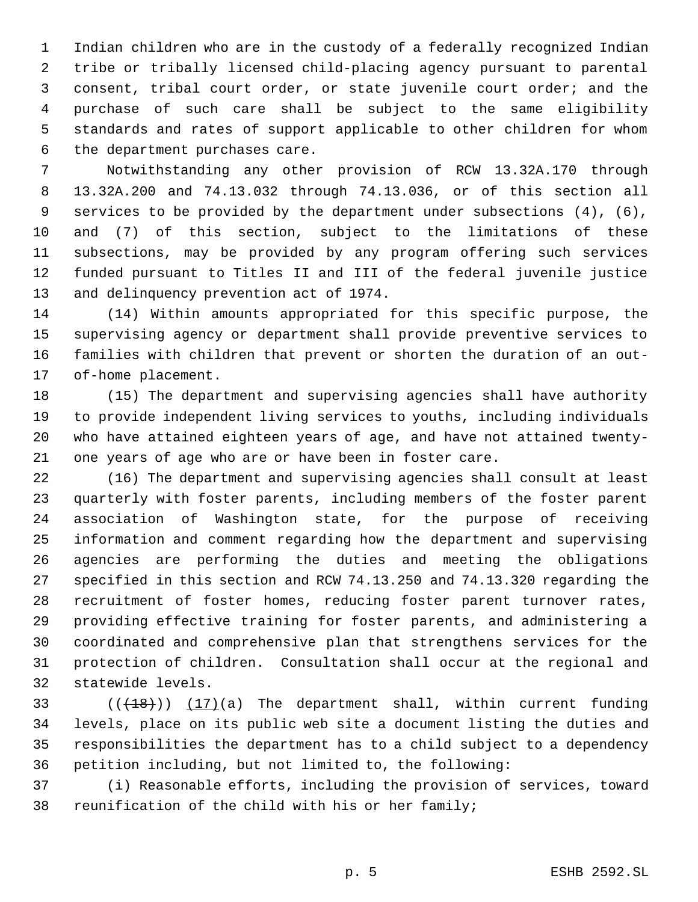Indian children who are in the custody of a federally recognized Indian tribe or tribally licensed child-placing agency pursuant to parental consent, tribal court order, or state juvenile court order; and the purchase of such care shall be subject to the same eligibility standards and rates of support applicable to other children for whom the department purchases care.

Notwithstanding any other provision of RCW 13.32A.170 through 13.32A.200 and 74.13.032 through 74.13.036, or of this section all services to be provided by the department under subsections (4), (6), and (7) of this section, subject to the limitations of these subsections, may be provided by any program offering such services funded pursuant to Titles II and III of the federal juvenile justice and delinquency prevention act of 1974.

(14) Within amounts appropriated for this specific purpose, the supervising agency or department shall provide preventive services to families with children that prevent or shorten the duration of an out-of-home placement.

(15) The department and supervising agencies shall have authority to provide independent living services to youths, including individuals who have attained eighteen years of age, and have not attained twenty-one years of age who are or have been in foster care.

(16) The department and supervising agencies shall consult at least quarterly with foster parents, including members of the foster parent association of Washington state, for the purpose of receiving information and comment regarding how the department and supervising agencies are performing the duties and meeting the obligations specified in this section and RCW 74.13.250 and 74.13.320 regarding the recruitment of foster homes, reducing foster parent turnover rates, providing effective training for foster parents, and administering a coordinated and comprehensive plan that strengthens services for the protection of children. Consultation shall occur at the regional and statewide levels.

~~((18))~~ (17)(a) The department shall, within current funding levels, place on its public web site a document listing the duties and responsibilities the department has to a child subject to a dependency petition including, but not limited to, the following:

(i) Reasonable efforts, including the provision of services, toward reunification of the child with his or her family;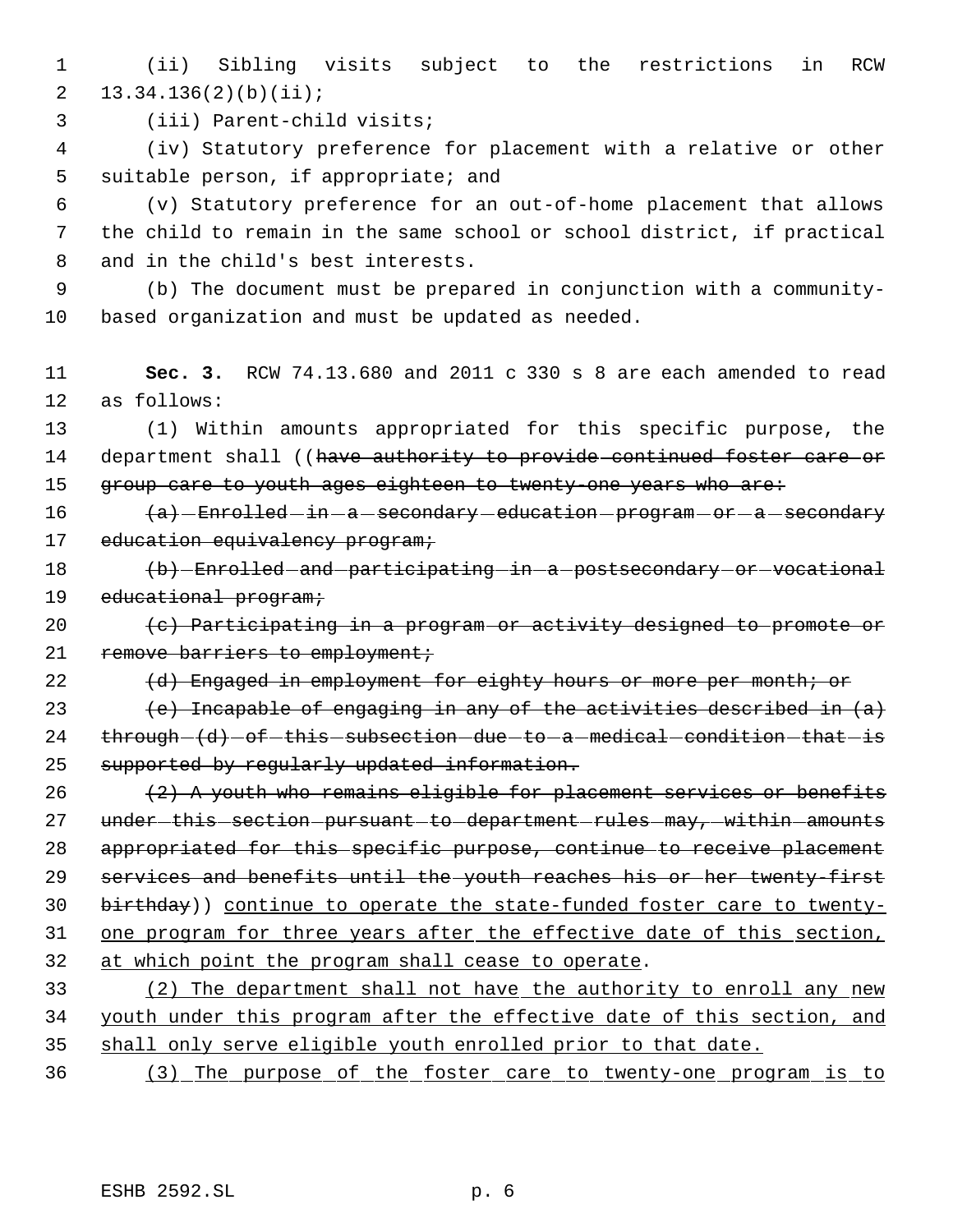(ii) Sibling visits subject to the restrictions in RCW 13.34.136(2)(b)(ii);

(iii) Parent-child visits;

(iv) Statutory preference for placement with a relative or other suitable person, if appropriate; and

(v) Statutory preference for an out-of-home placement that allows the child to remain in the same school or school district, if practical and in the child's best interests.

(b) The document must be prepared in conjunction with a community-based organization and must be updated as needed.

**Sec. 3.** RCW 74.13.680 and 2011 c 330 s 8 are each amended to read as follows:

(1) Within amounts appropriated for this specific purpose, the department shall ((~~have authority to provide continued foster care or group care to youth ages eighteen to twenty-one years who are:~~

~~(a) Enrolled in a secondary education program or a secondary education equivalency program;~~

~~(b) Enrolled and participating in a postsecondary or vocational educational program;~~

~~(c) Participating in a program or activity designed to promote or remove barriers to employment;~~

~~(d) Engaged in employment for eighty hours or more per month; or~~

~~(e) Incapable of engaging in any of the activities described in (a) through (d) of this subsection due to a medical condition that is supported by regularly updated information.~~

~~(2) A youth who remains eligible for placement services or benefits under this section pursuant to department rules may, within amounts appropriated for this specific purpose, continue to receive placement services and benefits until the youth reaches his or her twenty-first birthday~~)) <u>continue to operate the state-funded foster care to twenty-one program for three years after the effective date of this section, at which point the program shall cease to operate</u>.

<u>(2) The department shall not have the authority to enroll any new youth under this program after the effective date of this section, and shall only serve eligible youth enrolled prior to that date.</u>

<u>(3) The purpose of the foster care to twenty-one program is to</u>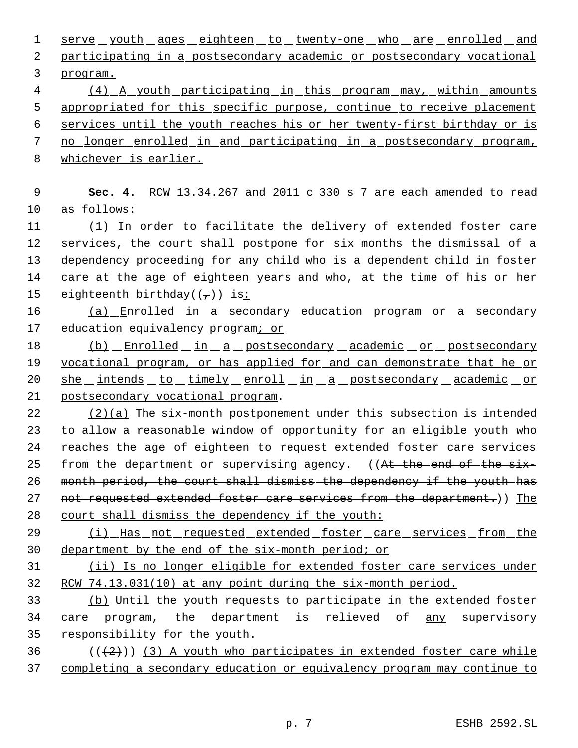serve youth ages eighteen to twenty-one who are enrolled and participating in a postsecondary academic or postsecondary vocational program.

(4) A youth participating in this program may, within amounts appropriated for this specific purpose, continue to receive placement services until the youth reaches his or her twenty-first birthday or is no longer enrolled in and participating in a postsecondary program, whichever is earlier.

**Sec. 4.** RCW 13.34.267 and 2011 c 330 s 7 are each amended to read as follows:

(1) In order to facilitate the delivery of extended foster care services, the court shall postpone for six months the dismissal of a dependency proceeding for any child who is a dependent child in foster care at the age of eighteen years and who, at the time of his or her eighteenth birthday((,)) is:

(a) Enrolled in a secondary education program or a secondary education equivalency program; or

(b) Enrolled in a postsecondary academic or postsecondary vocational program, or has applied for and can demonstrate that he or she intends to timely enroll in a postsecondary academic or postsecondary vocational program.

(2)(a) The six-month postponement under this subsection is intended to allow a reasonable window of opportunity for an eligible youth who reaches the age of eighteen to request extended foster care services from the department or supervising agency. ((~~At the end of the six-month period, the court shall dismiss the dependency if the youth has not requested extended foster care services from the department.~~)) The court shall dismiss the dependency if the youth:

(i) Has not requested extended foster care services from the department by the end of the six-month period; or

(ii) Is no longer eligible for extended foster care services under RCW 74.13.031(10) at any point during the six-month period.

(b) Until the youth requests to participate in the extended foster care program, the department is relieved of any supervisory responsibility for the youth.

((~~(2)~~)) (3) A youth who participates in extended foster care while completing a secondary education or equivalency program may continue to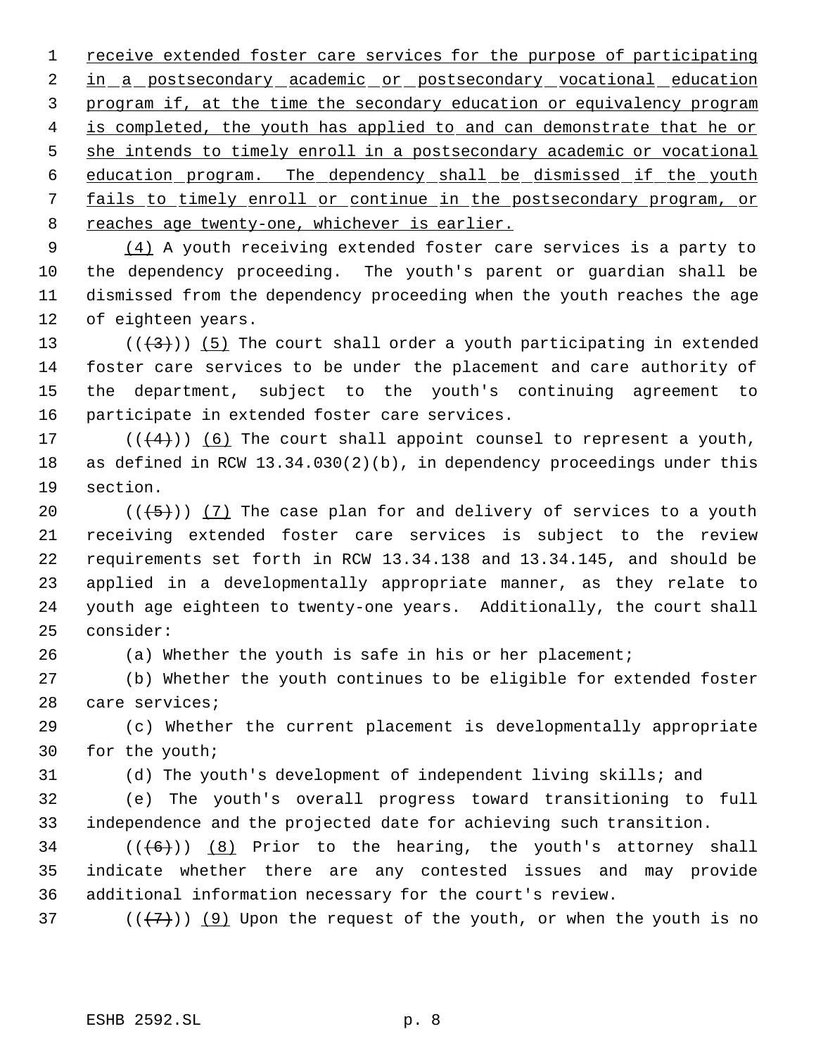receive extended foster care services for the purpose of participating in a postsecondary academic or postsecondary vocational education program if, at the time the secondary education or equivalency program is completed, the youth has applied to and can demonstrate that he or she intends to timely enroll in a postsecondary academic or vocational education program. The dependency shall be dismissed if the youth fails to timely enroll or continue in the postsecondary program, or reaches age twenty-one, whichever is earlier.

(4) A youth receiving extended foster care services is a party to the dependency proceeding. The youth's parent or guardian shall be dismissed from the dependency proceeding when the youth reaches the age of eighteen years.

(((3))) (5) The court shall order a youth participating in extended foster care services to be under the placement and care authority of the department, subject to the youth's continuing agreement to participate in extended foster care services.

(((4))) (6) The court shall appoint counsel to represent a youth, as defined in RCW 13.34.030(2)(b), in dependency proceedings under this section.

(((5))) (7) The case plan for and delivery of services to a youth receiving extended foster care services is subject to the review requirements set forth in RCW 13.34.138 and 13.34.145, and should be applied in a developmentally appropriate manner, as they relate to youth age eighteen to twenty-one years. Additionally, the court shall consider:

(a) Whether the youth is safe in his or her placement;

(b) Whether the youth continues to be eligible for extended foster care services;

(c) Whether the current placement is developmentally appropriate for the youth;

(d) The youth's development of independent living skills; and

(e) The youth's overall progress toward transitioning to full independence and the projected date for achieving such transition.

(((6))) (8) Prior to the hearing, the youth's attorney shall indicate whether there are any contested issues and may provide additional information necessary for the court's review.

(((7))) (9) Upon the request of the youth, or when the youth is no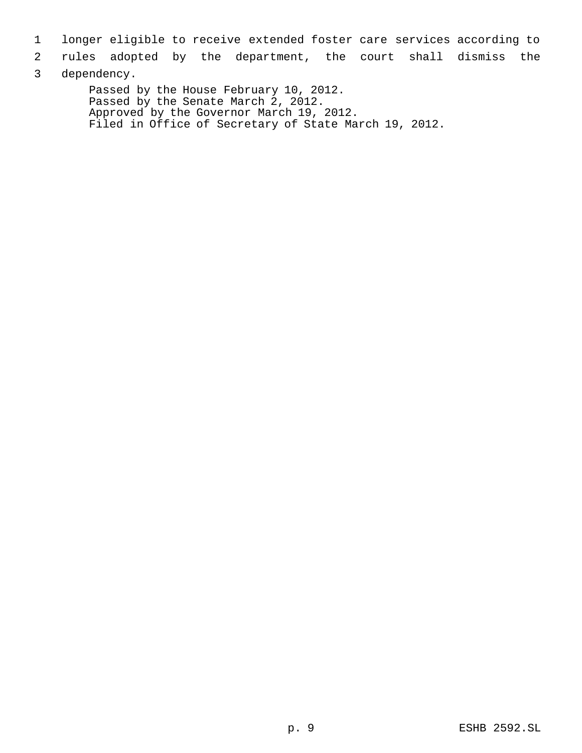longer eligible to receive extended foster care services according to rules adopted by the department, the court shall dismiss the dependency.

Passed by the House February 10, 2012.
Passed by the Senate March 2, 2012.
Approved by the Governor March 19, 2012.
Filed in Office of Secretary of State March 19, 2012.